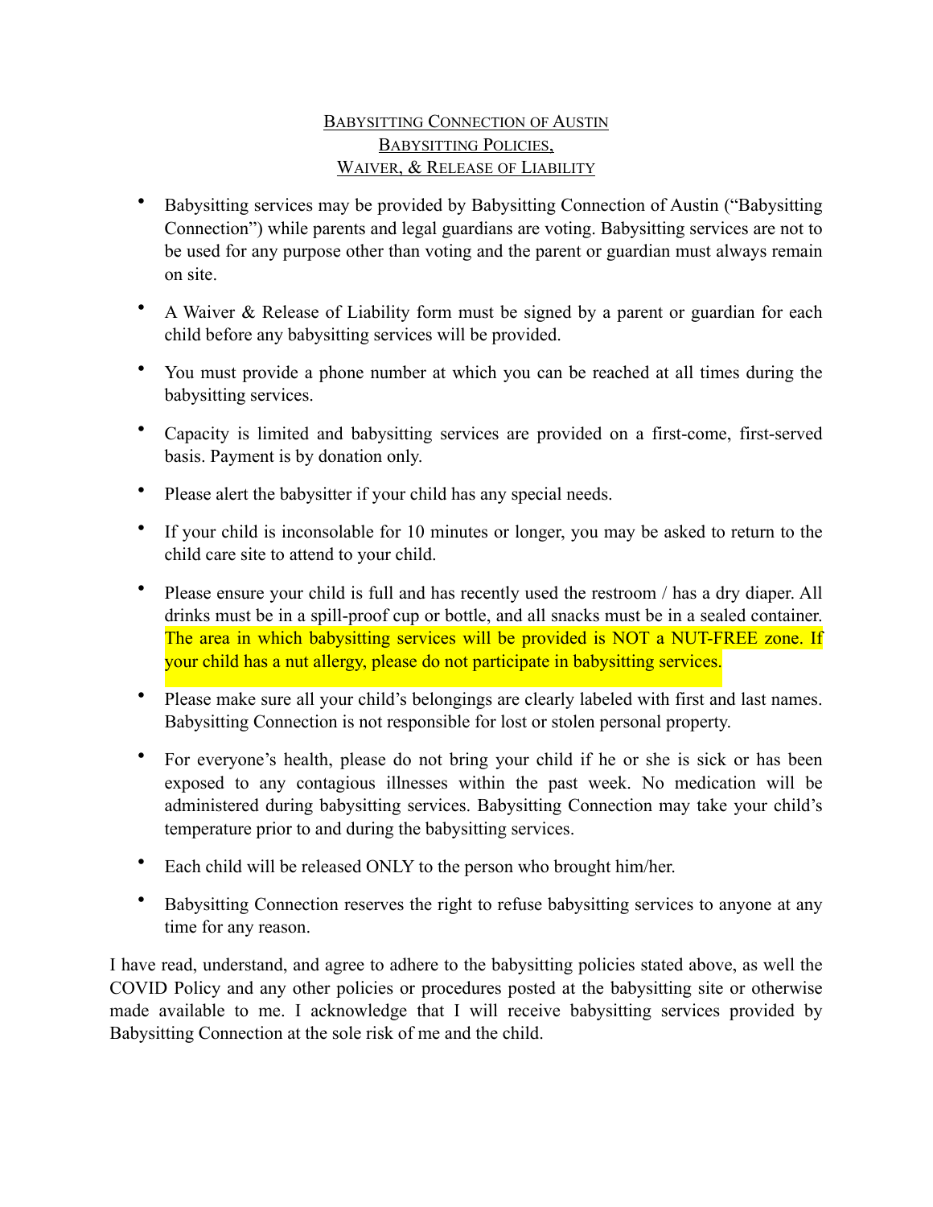# BABYSITTING CONNECTION OF AUSTIN
## BABYSITTING POLICIES, WAIVER, & RELEASE OF LIABILITY

- Babysitting services may be provided by Babysitting Connection of Austin ("Babysitting Connection") while parents and legal guardians are voting. Babysitting services are not to be used for any purpose other than voting and the parent or guardian must always remain on site.
- A Waiver & Release of Liability form must be signed by a parent or guardian for each child before any babysitting services will be provided.
- You must provide a phone number at which you can be reached at all times during the babysitting services.
- Capacity is limited and babysitting services are provided on a first-come, first-served basis. Payment is by donation only.
- Please alert the babysitter if your child has any special needs.
- If your child is inconsolable for 10 minutes or longer, you may be asked to return to the child care site to attend to your child.
- Please ensure your child is full and has recently used the restroom / has a dry diaper. All drinks must be in a spill-proof cup or bottle, and all snacks must be in a sealed container. The area in which babysitting services will be provided is NOT a NUT-FREE zone. If your child has a nut allergy, please do not participate in babysitting services.
- Please make sure all your child's belongings are clearly labeled with first and last names. Babysitting Connection is not responsible for lost or stolen personal property.
- For everyone's health, please do not bring your child if he or she is sick or has been exposed to any contagious illnesses within the past week. No medication will be administered during babysitting services. Babysitting Connection may take your child's temperature prior to and during the babysitting services.
- Each child will be released ONLY to the person who brought him/her.
- Babysitting Connection reserves the right to refuse babysitting services to anyone at any time for any reason.

I have read, understand, and agree to adhere to the babysitting policies stated above, as well the COVID Policy and any other policies or procedures posted at the babysitting site or otherwise made available to me. I acknowledge that I will receive babysitting services provided by Babysitting Connection at the sole risk of me and the child.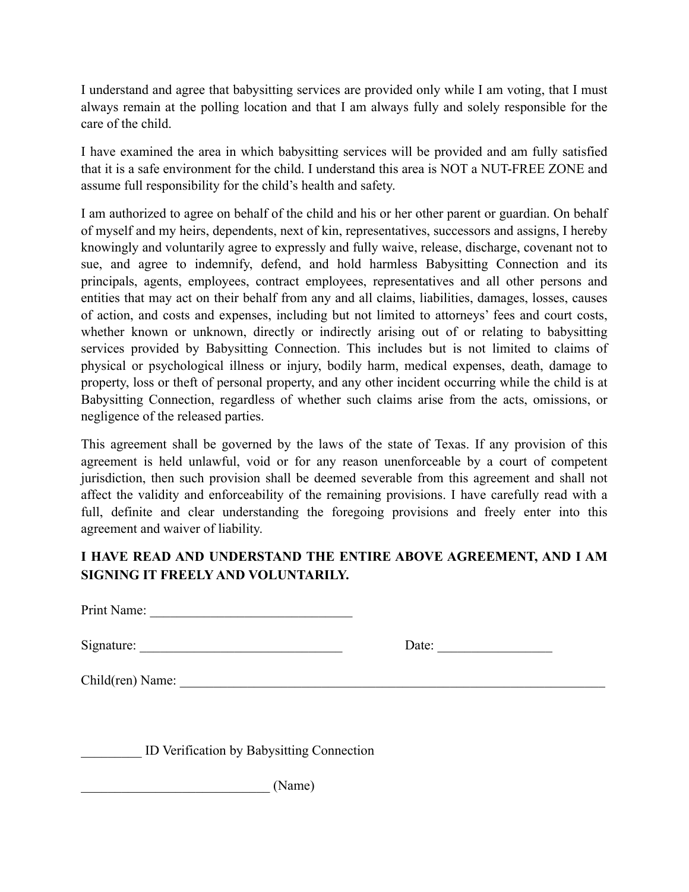I understand and agree that babysitting services are provided only while I am voting, that I must always remain at the polling location and that I am always fully and solely responsible for the care of the child.

I have examined the area in which babysitting services will be provided and am fully satisfied that it is a safe environment for the child. I understand this area is NOT a NUT-FREE ZONE and assume full responsibility for the child's health and safety.

I am authorized to agree on behalf of the child and his or her other parent or guardian. On behalf of myself and my heirs, dependents, next of kin, representatives, successors and assigns, I hereby knowingly and voluntarily agree to expressly and fully waive, release, discharge, covenant not to sue, and agree to indemnify, defend, and hold harmless Babysitting Connection and its principals, agents, employees, contract employees, representatives and all other persons and entities that may act on their behalf from any and all claims, liabilities, damages, losses, causes of action, and costs and expenses, including but not limited to attorneys' fees and court costs, whether known or unknown, directly or indirectly arising out of or relating to babysitting services provided by Babysitting Connection. This includes but is not limited to claims of physical or psychological illness or injury, bodily harm, medical expenses, death, damage to property, loss or theft of personal property, and any other incident occurring while the child is at Babysitting Connection, regardless of whether such claims arise from the acts, omissions, or negligence of the released parties.

This agreement shall be governed by the laws of the state of Texas. If any provision of this agreement is held unlawful, void or for any reason unenforceable by a court of competent jurisdiction, then such provision shall be deemed severable from this agreement and shall not affect the validity and enforceability of the remaining provisions. I have carefully read with a full, definite and clear understanding the foregoing provisions and freely enter into this agreement and waiver of liability.

**I HAVE READ AND UNDERSTAND THE ENTIRE ABOVE AGREEMENT, AND I AM SIGNING IT FREELY AND VOLUNTARILY.**

Print Name: ______________________________

Signature: ______________________________ Date: _________________

Child(ren) Name: ____________________________________________________________________

_________ ID Verification by Babysitting Connection

____________________________ (Name)